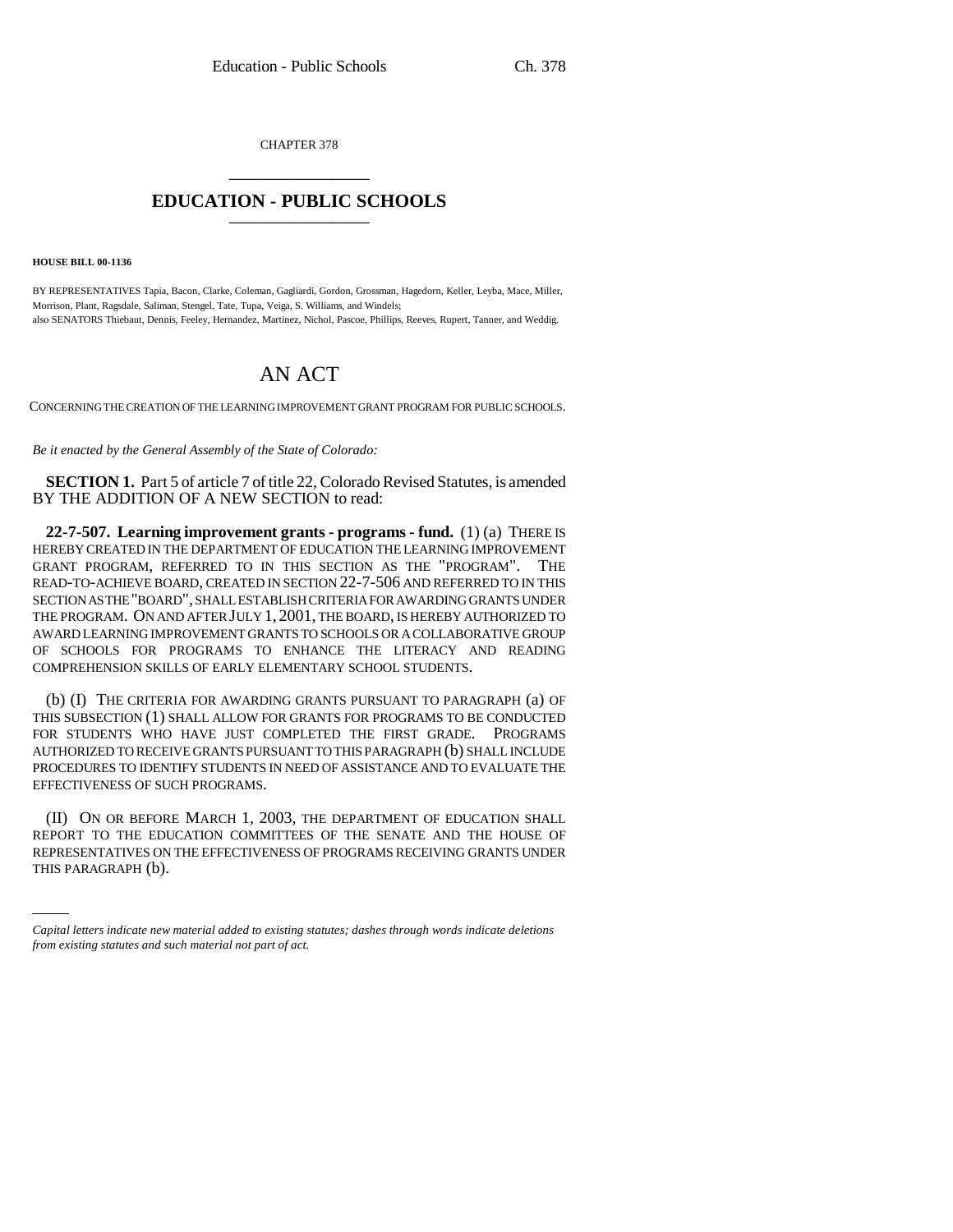CHAPTER 378

# EDUCATION - PUBLIC SCHOOLS

**HOUSE BILL 00-1136**

BY REPRESENTATIVES Tapia, Bacon, Clarke, Coleman, Gagliardi, Gordon, Grossman, Hagedorn, Keller, Leyba, Mace, Miller, Morrison, Plant, Ragsdale, Saliman, Stengel, Tate, Tupa, Veiga, S. Williams, and Windels;
also SENATORS Thiebaut, Dennis, Feeley, Hernandez, Martinez, Nichol, Pascoe, Phillips, Reeves, Rupert, Tanner, and Weddig.

# AN ACT

CONCERNING THE CREATION OF THE LEARNING IMPROVEMENT GRANT PROGRAM FOR PUBLIC SCHOOLS.

*Be it enacted by the General Assembly of the State of Colorado:*

**SECTION 1.** Part 5 of article 7 of title 22, Colorado Revised Statutes, is amended BY THE ADDITION OF A NEW SECTION to read:

**22-7-507. Learning improvement grants - programs - fund.** (1) (a) THERE IS HEREBY CREATED IN THE DEPARTMENT OF EDUCATION THE LEARNING IMPROVEMENT GRANT PROGRAM, REFERRED TO IN THIS SECTION AS THE "PROGRAM". THE READ-TO-ACHIEVE BOARD, CREATED IN SECTION 22-7-506 AND REFERRED TO IN THIS SECTION AS THE "BOARD", SHALL ESTABLISH CRITERIA FOR AWARDING GRANTS UNDER THE PROGRAM. ON AND AFTER JULY 1, 2001, THE BOARD, IS HEREBY AUTHORIZED TO AWARD LEARNING IMPROVEMENT GRANTS TO SCHOOLS OR A COLLABORATIVE GROUP OF SCHOOLS FOR PROGRAMS TO ENHANCE THE LITERACY AND READING COMPREHENSION SKILLS OF EARLY ELEMENTARY SCHOOL STUDENTS.

(b) (I) THE CRITERIA FOR AWARDING GRANTS PURSUANT TO PARAGRAPH (a) OF THIS SUBSECTION (1) SHALL ALLOW FOR GRANTS FOR PROGRAMS TO BE CONDUCTED FOR STUDENTS WHO HAVE JUST COMPLETED THE FIRST GRADE. PROGRAMS AUTHORIZED TO RECEIVE GRANTS PURSUANT TO THIS PARAGRAPH (b) SHALL INCLUDE PROCEDURES TO IDENTIFY STUDENTS IN NEED OF ASSISTANCE AND TO EVALUATE THE EFFECTIVENESS OF SUCH PROGRAMS.

(II) ON OR BEFORE MARCH 1, 2003, THE DEPARTMENT OF EDUCATION SHALL REPORT TO THE EDUCATION COMMITTEES OF THE SENATE AND THE HOUSE OF REPRESENTATIVES ON THE EFFECTIVENESS OF PROGRAMS RECEIVING GRANTS UNDER THIS PARAGRAPH (b).

*Capital letters indicate new material added to existing statutes; dashes through words indicate deletions from existing statutes and such material not part of act.*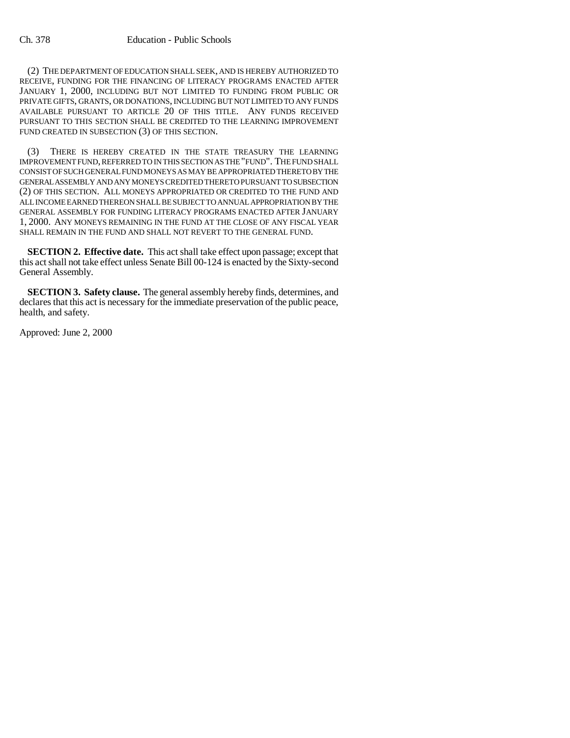(2) THE DEPARTMENT OF EDUCATION SHALL SEEK, AND IS HEREBY AUTHORIZED TO RECEIVE, FUNDING FOR THE FINANCING OF LITERACY PROGRAMS ENACTED AFTER JANUARY 1, 2000, INCLUDING BUT NOT LIMITED TO FUNDING FROM PUBLIC OR PRIVATE GIFTS, GRANTS, OR DONATIONS, INCLUDING BUT NOT LIMITED TO ANY FUNDS AVAILABLE PURSUANT TO ARTICLE 20 OF THIS TITLE. ANY FUNDS RECEIVED PURSUANT TO THIS SECTION SHALL BE CREDITED TO THE LEARNING IMPROVEMENT FUND CREATED IN SUBSECTION (3) OF THIS SECTION.

(3) THERE IS HEREBY CREATED IN THE STATE TREASURY THE LEARNING IMPROVEMENT FUND, REFERRED TO IN THIS SECTION AS THE "FUND". THE FUND SHALL CONSIST OF SUCH GENERAL FUND MONEYS AS MAY BE APPROPRIATED THERETO BY THE GENERAL ASSEMBLY AND ANY MONEYS CREDITED THERETO PURSUANT TO SUBSECTION (2) OF THIS SECTION. ALL MONEYS APPROPRIATED OR CREDITED TO THE FUND AND ALL INCOME EARNED THEREON SHALL BE SUBJECT TO ANNUAL APPROPRIATION BY THE GENERAL ASSEMBLY FOR FUNDING LITERACY PROGRAMS ENACTED AFTER JANUARY 1, 2000. ANY MONEYS REMAINING IN THE FUND AT THE CLOSE OF ANY FISCAL YEAR SHALL REMAIN IN THE FUND AND SHALL NOT REVERT TO THE GENERAL FUND.

**SECTION 2. Effective date.** This act shall take effect upon passage; except that this act shall not take effect unless Senate Bill 00-124 is enacted by the Sixty-second General Assembly.

**SECTION 3. Safety clause.** The general assembly hereby finds, determines, and declares that this act is necessary for the immediate preservation of the public peace, health, and safety.

Approved: June 2, 2000